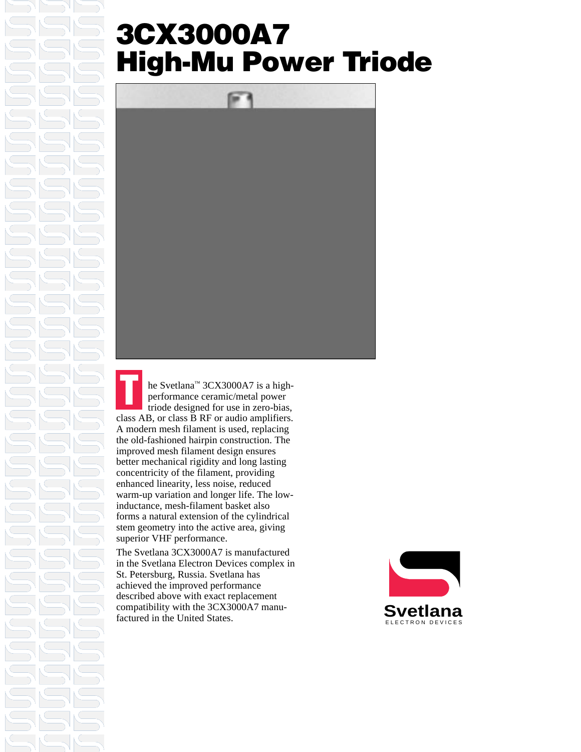# 3CX3000A7
# High-Mu Power Triode

The Svetlana™ 3CX3000A7 is a high-performance ceramic/metal power triode designed for use in zero-bias, class AB, or class B RF or audio amplifiers. A modern mesh filament is used, replacing the old-fashioned hairpin construction. The improved mesh filament design ensures better mechanical rigidity and long lasting concentricity of the filament, providing enhanced linearity, less noise, reduced warm-up variation and longer life. The low-inductance, mesh-filament basket also forms a natural extension of the cylindrical stem geometry into the active area, giving superior VHF performance.

The Svetlana 3CX3000A7 is manufactured in the Svetlana Electron Devices complex in St. Petersburg, Russia. Svetlana has achieved the improved performance described above with exact replacement compatibility with the 3CX3000A7 manufactured in the United States.

Svetlana
ELECTRON DEVICES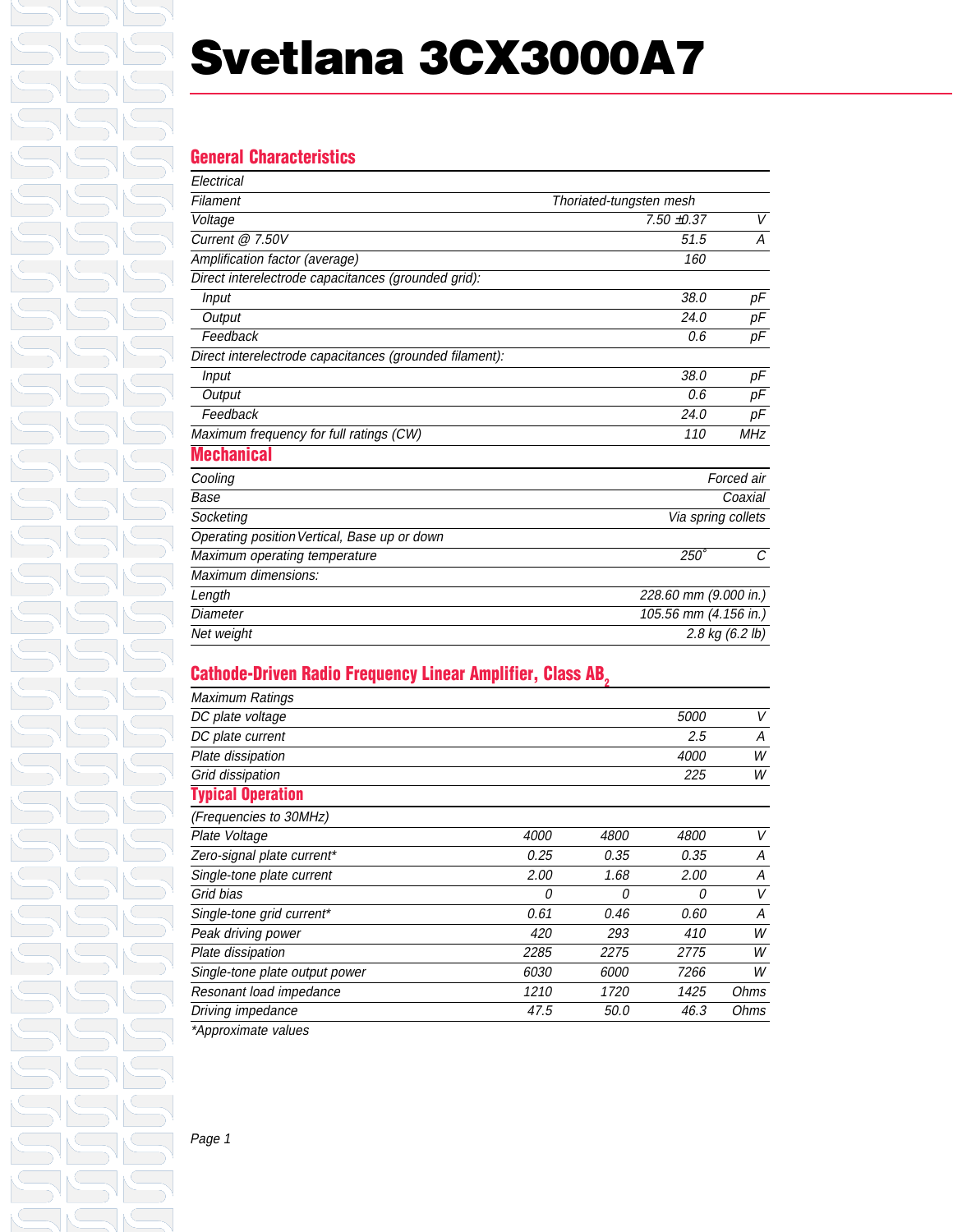# Svetlana 3CX3000A7

## General Characteristics

| Electrical | | |
|---|---|---|
| Filament | Thoriated-tungsten mesh | |
| Voltage | 7.50 ±0.37 | V |
| Current @ 7.50V | 51.5 | A |
| Amplification factor (average) | 160 | |
| Direct interelectrode capacitances (grounded grid): | | |
| Input | 38.0 | pF |
| Output | 24.0 | pF |
| Feedback | 0.6 | pF |
| Direct interelectrode capacitances (grounded filament): | | |
| Input | 38.0 | pF |
| Output | 0.6 | pF |
| Feedback | 24.0 | pF |
| Maximum frequency for full ratings (CW) | 110 | MHz |

## Mechanical

| | | |
|---|---|---|
| Cooling | Forced air | |
| Base | Coaxial | |
| Socketing | Via spring collets | |
| Operating position | Vertical, Base up or down | |
| Maximum operating temperature | 250° | C |
| Maximum dimensions: | | |
| Length | 228.60 mm (9.000 in.) | |
| Diameter | 105.56 mm (4.156 in.) | |
| Net weight | 2.8 kg (6.2 lb) | |

## Cathode-Driven Radio Frequency Linear Amplifier, Class $AB_2$

| Maximum Ratings | | |
|---|---|---|
| DC plate voltage | 5000 | V |
| DC plate current | 2.5 | A |
| Plate dissipation | 4000 | W |
| Grid dissipation | 225 | W |

## Typical Operation

| (Frequencies to 30MHz) | | | | |
|---|---|---|---|---|
| Plate Voltage | 4000 | 4800 | 4800 | V |
| Zero-signal plate current* | 0.25 | 0.35 | 0.35 | A |
| Single-tone plate current | 2.00 | 1.68 | 2.00 | A |
| Grid bias | 0 | 0 | 0 | V |
| Single-tone grid current* | 0.61 | 0.46 | 0.60 | A |
| Peak driving power | 420 | 293 | 410 | W |
| Plate dissipation | 2285 | 2275 | 2775 | W |
| Single-tone plate output power | 6030 | 6000 | 7266 | W |
| Resonant load impedance | 1210 | 1720 | 1425 | Ohms |
| Driving impedance | 47.5 | 50.0 | 46.3 | Ohms |

*Approximate values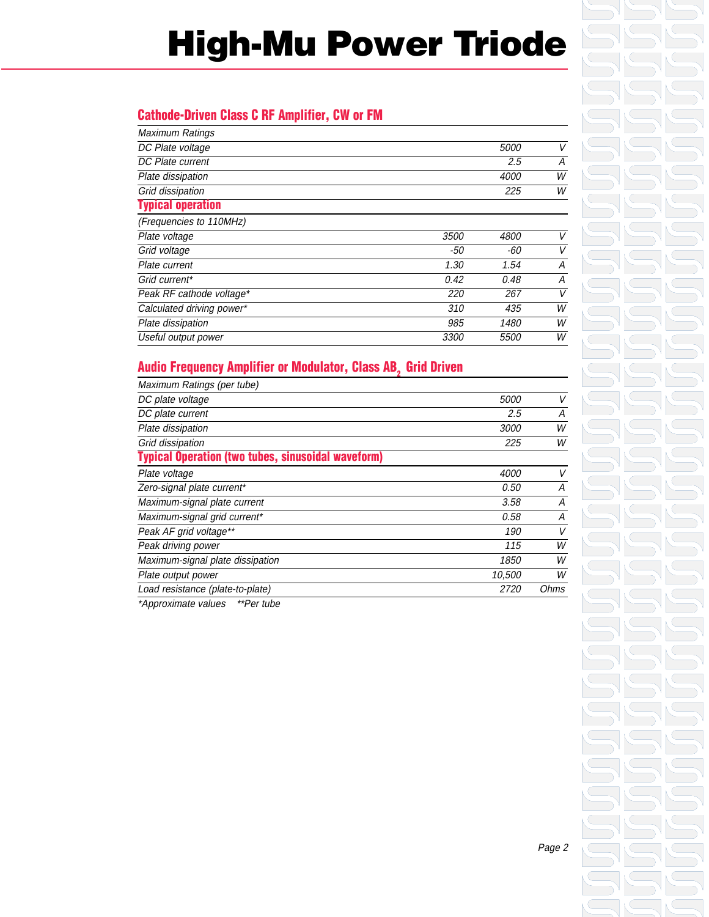# High-Mu Power Triode

## Cathode-Driven Class C RF Amplifier, CW or FM

| Maximum Ratings | | | |
|---|---|---|---|
| DC Plate voltage | | 5000 | V |
| DC Plate current | | 2.5 | A |
| Plate dissipation | | 4000 | W |
| Grid dissipation | | 225 | W |

### Typical operation

| (Frequencies to 110MHz) | | | |
|---|---|---|---|
| Plate voltage | 3500 | 4800 | V |
| Grid voltage | -50 | -60 | V |
| Plate current | 1.30 | 1.54 | A |
| Grid current* | 0.42 | 0.48 | A |
| Peak RF cathode voltage* | 220 | 267 | V |
| Calculated driving power* | 310 | 435 | W |
| Plate dissipation | 985 | 1480 | W |
| Useful output power | 3300 | 5500 | W |

## Audio Frequency Amplifier or Modulator, Class $AB_2$ Grid Driven

| Maximum Ratings (per tube) | | |
|---|---|---|
| DC plate voltage | 5000 | V |
| DC plate current | 2.5 | A |
| Plate dissipation | 3000 | W |
| Grid dissipation | 225 | W |

### Typical Operation (two tubes, sinusoidal waveform)

| | | |
|---|---|---|
| Plate voltage | 4000 | V |
| Zero-signal plate current* | 0.50 | A |
| Maximum-signal plate current | 3.58 | A |
| Maximum-signal grid current* | 0.58 | A |
| Peak AF grid voltage** | 190 | V |
| Peak driving power | 115 | W |
| Maximum-signal plate dissipation | 1850 | W |
| Plate output power | 10,500 | W |
| Load resistance (plate-to-plate) | 2720 | Ohms |

*Approximate values **Per tube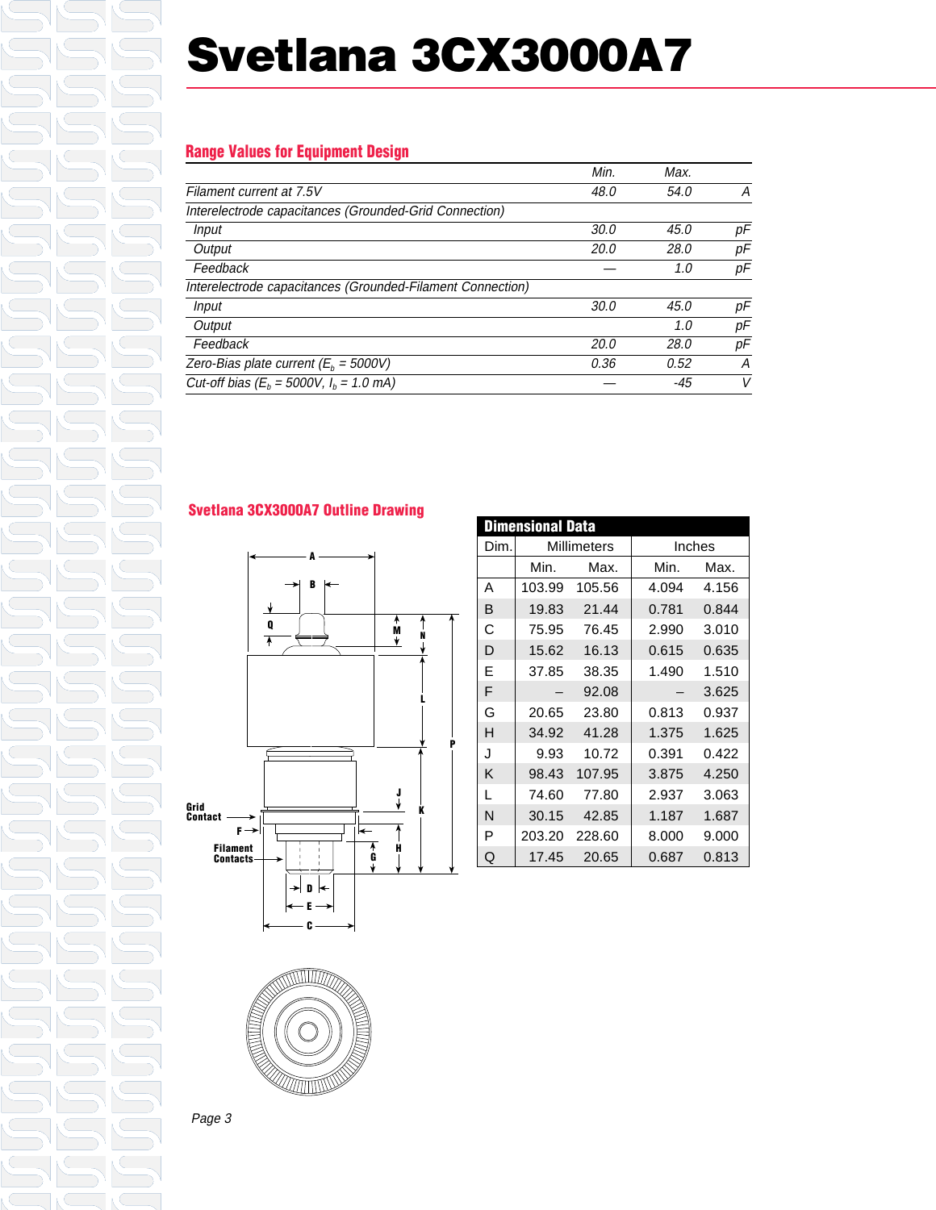# Svetlana 3CX3000A7

## Range Values for Equipment Design

| | Min. | Max. | |
|---|---|---|---|
| Filament current at 7.5V | 48.0 | 54.0 | A |
| Interelectrode capacitances (Grounded-Grid Connection) | | | |
| Input | 30.0 | 45.0 | pF |
| Output | 20.0 | 28.0 | pF |
| Feedback | — | 1.0 | pF |
| Interelectrode capacitances (Grounded-Filament Connection) | | | |
| Input | 30.0 | 45.0 | pF |
| Output | | 1.0 | pF |
| Feedback | 20.0 | 28.0 | pF |
| Zero-Bias plate current ($E_b$ = 5000V) | 0.36 | 0.52 | A |
| Cut-off bias ($E_b$ = 5000V, $I_b$ = 1.0 mA) | — | -45 | V |

## Svetlana 3CX3000A7 Outline Drawing

Grid Contact

Filament Contacts

### Dimensional Data

| Dim. | Millimeters | | Inches | |
|---|---|---|---|---|
| | Min. | Max. | Min. | Max. |
| A | 103.99 | 105.56 | 4.094 | 4.156 |
| B | 19.83 | 21.44 | 0.781 | 0.844 |
| C | 75.95 | 76.45 | 2.990 | 3.010 |
| D | 15.62 | 16.13 | 0.615 | 0.635 |
| E | 37.85 | 38.35 | 1.490 | 1.510 |
| F | – | 92.08 | – | 3.625 |
| G | 20.65 | 23.80 | 0.813 | 0.937 |
| H | 34.92 | 41.28 | 1.375 | 1.625 |
| J | 9.93 | 10.72 | 0.391 | 0.422 |
| K | 98.43 | 107.95 | 3.875 | 4.250 |
| L | 74.60 | 77.80 | 2.937 | 3.063 |
| N | 30.15 | 42.85 | 1.187 | 1.687 |
| P | 203.20 | 228.60 | 8.000 | 9.000 |
| Q | 17.45 | 20.65 | 0.687 | 0.813 |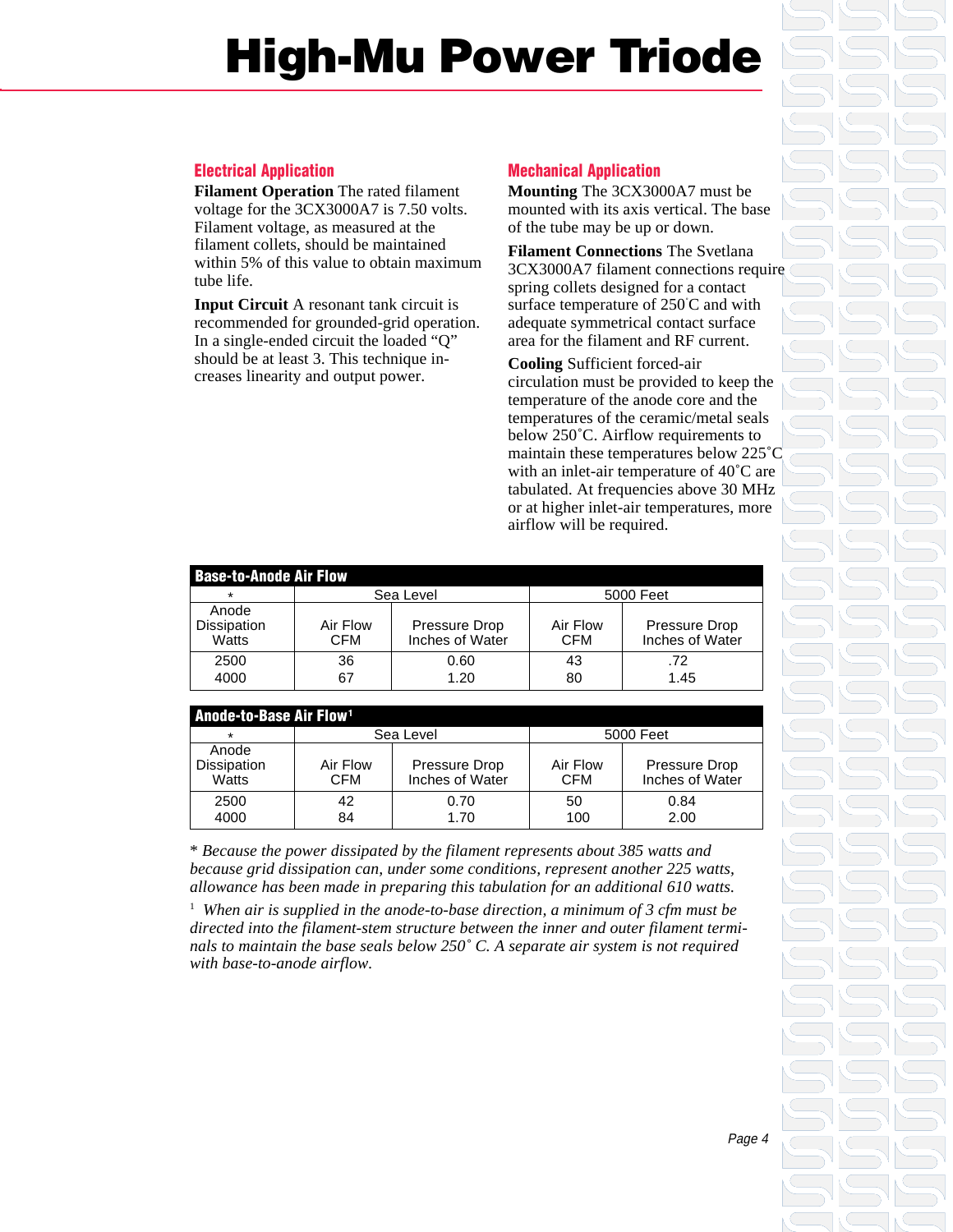# High-Mu Power Triode

## Electrical Application

**Filament Operation** The rated filament voltage for the 3CX3000A7 is 7.50 volts. Filament voltage, as measured at the filament collets, should be maintained within 5% of this value to obtain maximum tube life.

**Input Circuit** A resonant tank circuit is recommended for grounded-grid operation. In a single-ended circuit the loaded "Q" should be at least 3. This technique increases linearity and output power.

## Mechanical Application

**Mounting** The 3CX3000A7 must be mounted with its axis vertical. The base of the tube may be up or down.

**Filament Connections** The Svetlana 3CX3000A7 filament connections require spring collets designed for a contact surface temperature of 250°C and with adequate symmetrical contact surface area for the filament and RF current.

**Cooling** Sufficient forced-air circulation must be provided to keep the temperature of the anode core and the temperatures of the ceramic/metal seals below 250°C. Airflow requirements to maintain these temperatures below 225°C with an inlet-air temperature of 40°C are tabulated. At frequencies above 30 MHz or at higher inlet-air temperatures, more airflow will be required.

**Base-to-Anode Air Flow**

| * | Sea Level | | 5000 Feet | |
|---|---|---|---|---|
| Anode Dissipation Watts | Air Flow CFM | Pressure Drop Inches of Water | Air Flow CFM | Pressure Drop Inches of Water |
| 2500 | 36 | 0.60 | 43 | .72 |
| 4000 | 67 | 1.20 | 80 | 1.45 |

**Anode-to-Base Air Flow**[1]

| * | Sea Level | | 5000 Feet | |
|---|---|---|---|---|
| Anode Dissipation Watts | Air Flow CFM | Pressure Drop Inches of Water | Air Flow CFM | Pressure Drop Inches of Water |
| 2500 | 42 | 0.70 | 50 | 0.84 |
| 4000 | 84 | 1.70 | 100 | 2.00 |

*\* Because the power dissipated by the filament represents about 385 watts and because grid dissipation can, under some conditions, represent another 225 watts, allowance has been made in preparing this tabulation for an additional 610 watts.*

[1] *When air is supplied in the anode-to-base direction, a minimum of 3 cfm must be directed into the filament-stem structure between the inner and outer filament terminals to maintain the base seals below 250° C. A separate air system is not required with base-to-anode airflow.*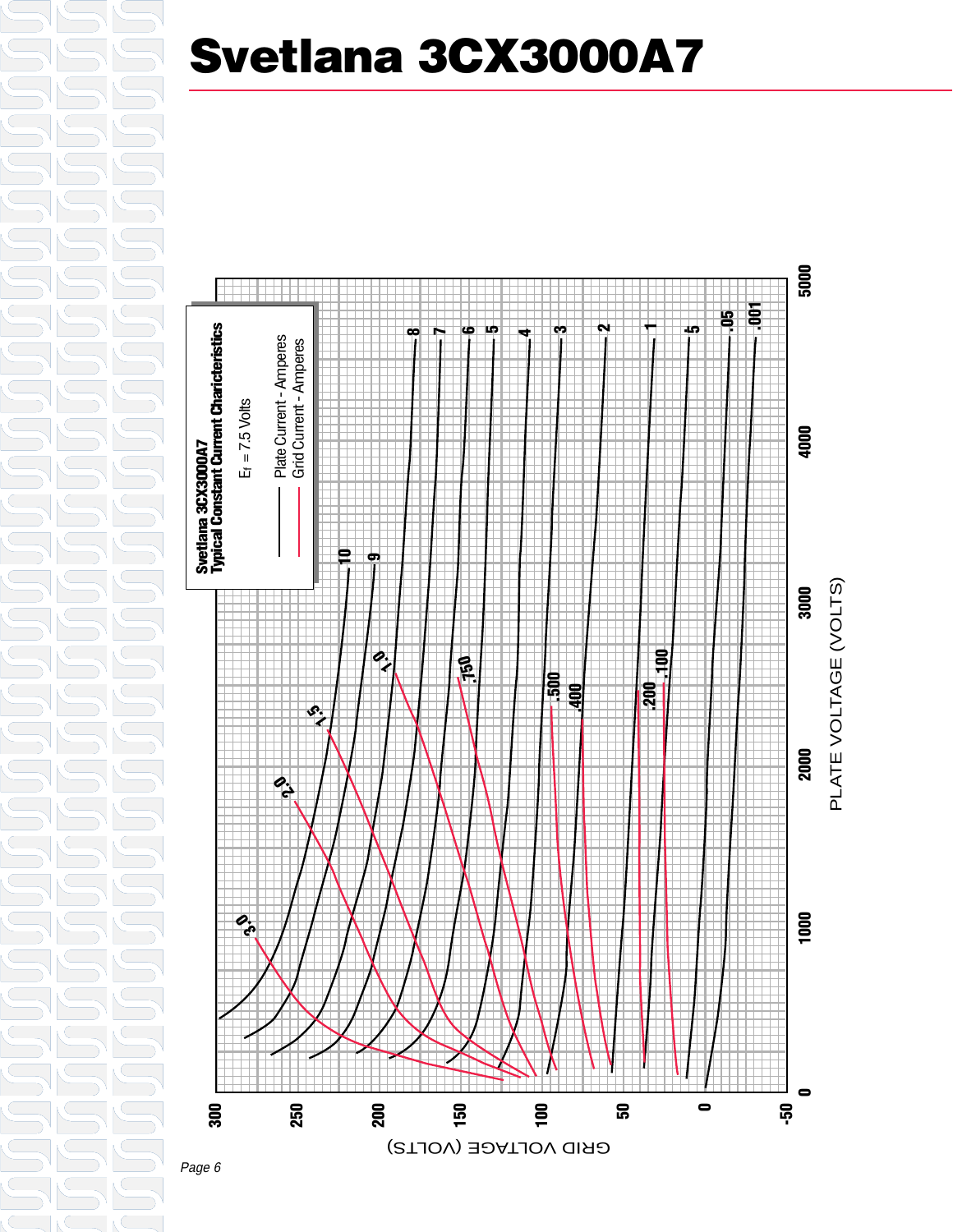# Svetlana 3CX3000A7

**Svetlana 3CX3000A7**
**Typical Constant Current Charicteristics**

$E_f$ = 7.5 Volts

Plate Current - Amperes
Grid Current - Amperes

GRID VOLTAGE (VOLTS): 300, 250, 200, 150, 100, 50, 0, -50

PLATE VOLTAGE (VOLTS): 0, 1000, 2000, 3000, 4000, 5000

Plate current curves: 10, 9, 8, 7, 6, 5, 4, 3, 2, 1, .5, .05, .001

Grid current curves: 3.0, 2.0, 1.5, 1.0, .750, .500, .400, .200, .100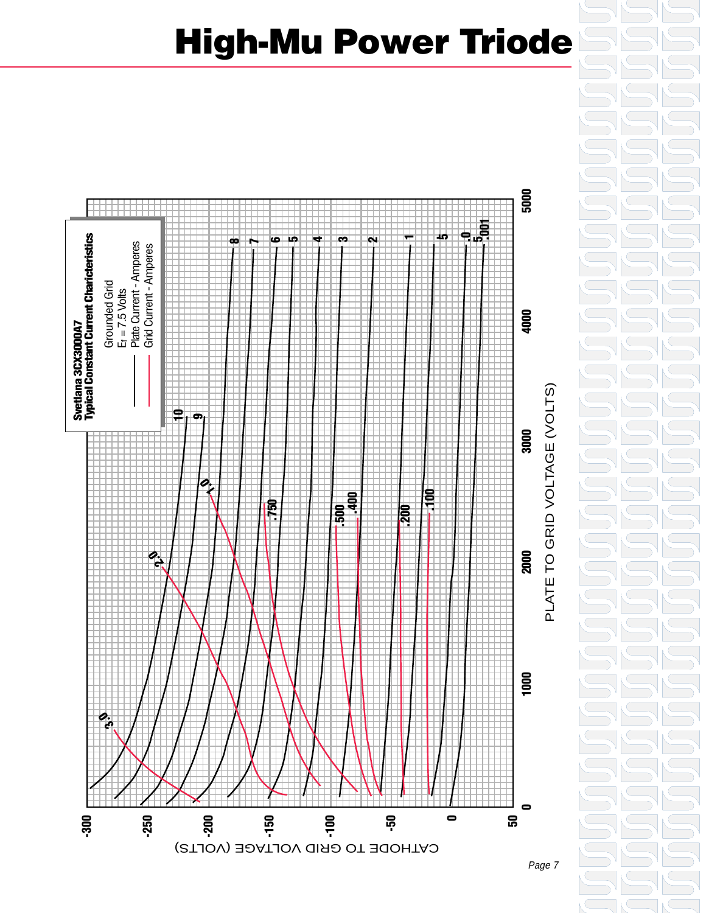# High-Mu Power Triode

**Svetlana 3CX3000A7**
**Typical Constant Current Charicteristics**

Grounded Grid
$E_f$ = 7.5 Volts
Plate Current - Amperes
Grid Current - Amperes

PLATE TO GRID VOLTAGE (VOLTS)

0
1000
2000
3000
4000
5000

CATHODE TO GRID VOLTAGE (VOLTS)

-300
-250
-200
-150
-100
-50
0
50

10
9
8
7
6
5
4
3
2
1
.5
.0
.5
.001

3.0
2.0
1.0
.750
.500
.400
.200
.100